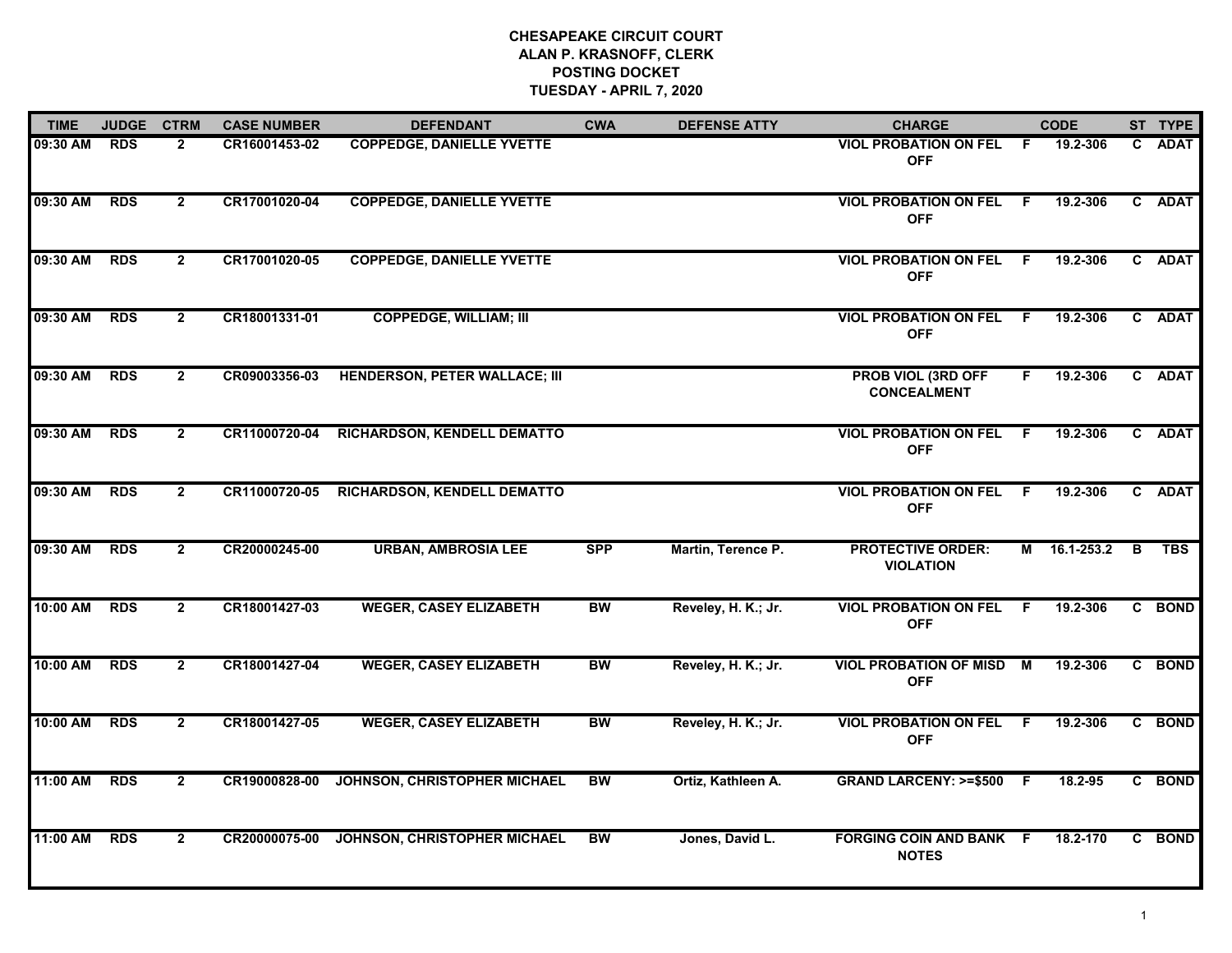**CHESAPEAKE CIRCUIT COURT**
**ALAN P. KRASNOFF, CLERK**
**POSTING DOCKET**
**TUESDAY - APRIL 7, 2020**

| TIME | JUDGE | CTRM | CASE NUMBER | DEFENDANT | CWA | DEFENSE ATTY | CHARGE | | CODE | ST | TYPE |
|---|---|---|---|---|---|---|---|---|---|---|---|
| 09:30 AM | RDS | 2 | CR16001453-02 | COPPEDGE, DANIELLE YVETTE | | | VIOL PROBATION ON FEL OFF | F | 19.2-306 | C | ADAT |
| 09:30 AM | RDS | 2 | CR17001020-04 | COPPEDGE, DANIELLE YVETTE | | | VIOL PROBATION ON FEL OFF | F | 19.2-306 | C | ADAT |
| 09:30 AM | RDS | 2 | CR17001020-05 | COPPEDGE, DANIELLE YVETTE | | | VIOL PROBATION ON FEL OFF | F | 19.2-306 | C | ADAT |
| 09:30 AM | RDS | 2 | CR18001331-01 | COPPEDGE, WILLIAM; III | | | VIOL PROBATION ON FEL OFF | F | 19.2-306 | C | ADAT |
| 09:30 AM | RDS | 2 | CR09003356-03 | HENDERSON, PETER WALLACE; III | | | PROB VIOL (3RD OFF CONCEALMENT | F | 19.2-306 | C | ADAT |
| 09:30 AM | RDS | 2 | CR11000720-04 | RICHARDSON, KENDELL DEMATTO | | | VIOL PROBATION ON FEL OFF | F | 19.2-306 | C | ADAT |
| 09:30 AM | RDS | 2 | CR11000720-05 | RICHARDSON, KENDELL DEMATTO | | | VIOL PROBATION ON FEL OFF | F | 19.2-306 | C | ADAT |
| 09:30 AM | RDS | 2 | CR20000245-00 | URBAN, AMBROSIA LEE | SPP | Martin, Terence P. | PROTECTIVE ORDER: VIOLATION | M | 16.1-253.2 | B | TBS |
| 10:00 AM | RDS | 2 | CR18001427-03 | WEGER, CASEY ELIZABETH | BW | Reveley, H. K.; Jr. | VIOL PROBATION ON FEL OFF | F | 19.2-306 | C | BOND |
| 10:00 AM | RDS | 2 | CR18001427-04 | WEGER, CASEY ELIZABETH | BW | Reveley, H. K.; Jr. | VIOL PROBATION OF MISD OFF | M | 19.2-306 | C | BOND |
| 10:00 AM | RDS | 2 | CR18001427-05 | WEGER, CASEY ELIZABETH | BW | Reveley, H. K.; Jr. | VIOL PROBATION ON FEL OFF | F | 19.2-306 | C | BOND |
| 11:00 AM | RDS | 2 | CR19000828-00 | JOHNSON, CHRISTOPHER MICHAEL | BW | Ortiz, Kathleen A. | GRAND LARCENY: >=$500 | F | 18.2-95 | C | BOND |
| 11:00 AM | RDS | 2 | CR20000075-00 | JOHNSON, CHRISTOPHER MICHAEL | BW | Jones, David L. | FORGING COIN AND BANK NOTES | F | 18.2-170 | C | BOND |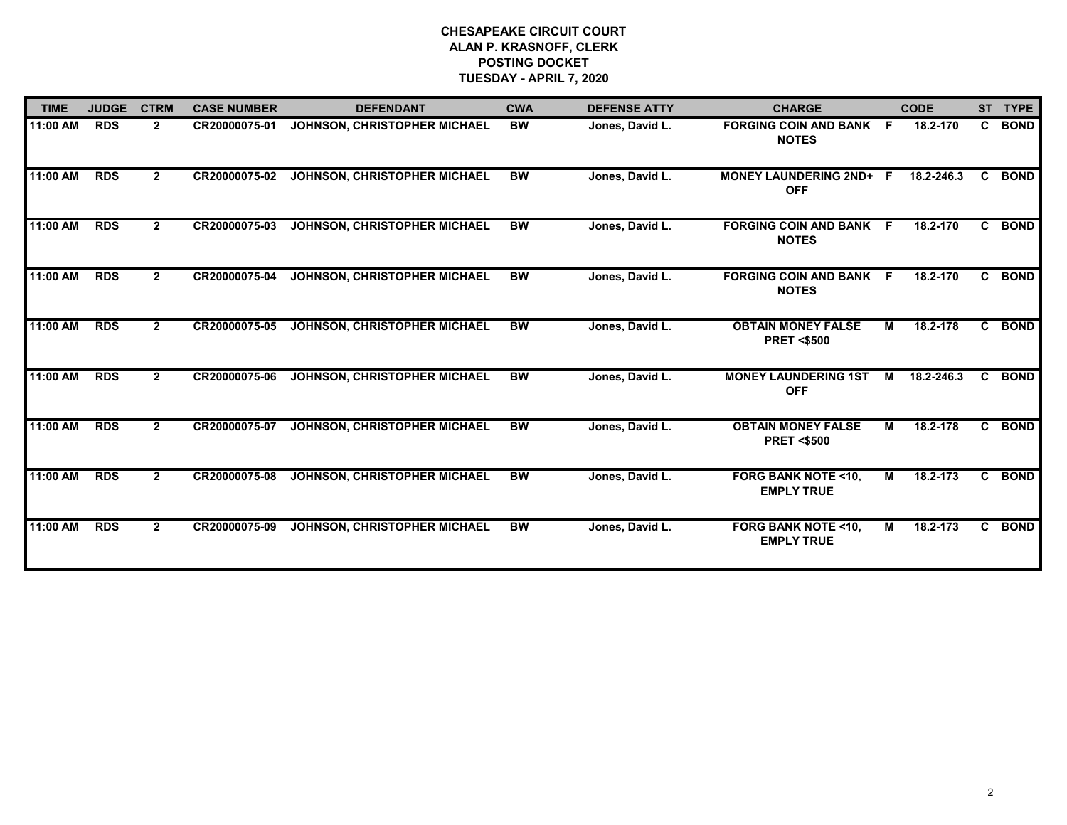**CHESAPEAKE CIRCUIT COURT**
**ALAN P. KRASNOFF, CLERK**
**POSTING DOCKET**
**TUESDAY - APRIL 7, 2020**

| TIME | JUDGE | CTRM | CASE NUMBER | DEFENDANT | CWA | DEFENSE ATTY | CHARGE | | CODE | ST | TYPE |
|---|---|---|---|---|---|---|---|---|---|---|---|
| 11:00 AM | RDS | 2 | CR20000075-01 | JOHNSON, CHRISTOPHER MICHAEL | BW | Jones, David L. | FORGING COIN AND BANK NOTES | F | 18.2-170 | C | BOND |
| 11:00 AM | RDS | 2 | CR20000075-02 | JOHNSON, CHRISTOPHER MICHAEL | BW | Jones, David L. | MONEY LAUNDERING 2ND+ OFF | F | 18.2-246.3 | C | BOND |
| 11:00 AM | RDS | 2 | CR20000075-03 | JOHNSON, CHRISTOPHER MICHAEL | BW | Jones, David L. | FORGING COIN AND BANK NOTES | F | 18.2-170 | C | BOND |
| 11:00 AM | RDS | 2 | CR20000075-04 | JOHNSON, CHRISTOPHER MICHAEL | BW | Jones, David L. | FORGING COIN AND BANK NOTES | F | 18.2-170 | C | BOND |
| 11:00 AM | RDS | 2 | CR20000075-05 | JOHNSON, CHRISTOPHER MICHAEL | BW | Jones, David L. | OBTAIN MONEY FALSE PRET <$500 | M | 18.2-178 | C | BOND |
| 11:00 AM | RDS | 2 | CR20000075-06 | JOHNSON, CHRISTOPHER MICHAEL | BW | Jones, David L. | MONEY LAUNDERING 1ST OFF | M | 18.2-246.3 | C | BOND |
| 11:00 AM | RDS | 2 | CR20000075-07 | JOHNSON, CHRISTOPHER MICHAEL | BW | Jones, David L. | OBTAIN MONEY FALSE PRET <$500 | M | 18.2-178 | C | BOND |
| 11:00 AM | RDS | 2 | CR20000075-08 | JOHNSON, CHRISTOPHER MICHAEL | BW | Jones, David L. | FORG BANK NOTE <10, EMPLY TRUE | M | 18.2-173 | C | BOND |
| 11:00 AM | RDS | 2 | CR20000075-09 | JOHNSON, CHRISTOPHER MICHAEL | BW | Jones, David L. | FORG BANK NOTE <10, EMPLY TRUE | M | 18.2-173 | C | BOND |